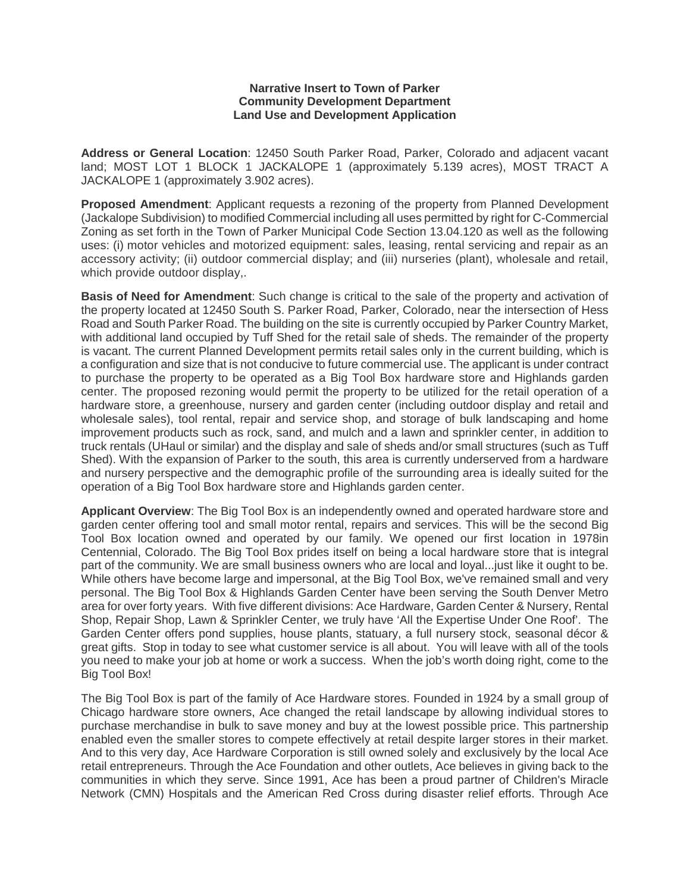**Narrative Insert to Town of Parker**
**Community Development Department**
**Land Use and Development Application**

**Address or General Location**: 12450 South Parker Road, Parker, Colorado and adjacent vacant land; MOST LOT 1 BLOCK 1 JACKALOPE 1 (approximately 5.139 acres), MOST TRACT A JACKALOPE 1 (approximately 3.902 acres).

**Proposed Amendment**: Applicant requests a rezoning of the property from Planned Development (Jackalope Subdivision) to modified Commercial including all uses permitted by right for C-Commercial Zoning as set forth in the Town of Parker Municipal Code Section 13.04.120 as well as the following uses: (i) motor vehicles and motorized equipment: sales, leasing, rental servicing and repair as an accessory activity; (ii) outdoor commercial display; and (iii) nurseries (plant), wholesale and retail, which provide outdoor display,.

**Basis of Need for Amendment**: Such change is critical to the sale of the property and activation of the property located at 12450 South S. Parker Road, Parker, Colorado, near the intersection of Hess Road and South Parker Road. The building on the site is currently occupied by Parker Country Market, with additional land occupied by Tuff Shed for the retail sale of sheds. The remainder of the property is vacant. The current Planned Development permits retail sales only in the current building, which is a configuration and size that is not conducive to future commercial use. The applicant is under contract to purchase the property to be operated as a Big Tool Box hardware store and Highlands garden center. The proposed rezoning would permit the property to be utilized for the retail operation of a hardware store, a greenhouse, nursery and garden center (including outdoor display and retail and wholesale sales), tool rental, repair and service shop, and storage of bulk landscaping and home improvement products such as rock, sand, and mulch and a lawn and sprinkler center, in addition to truck rentals (UHaul or similar) and the display and sale of sheds and/or small structures (such as Tuff Shed). With the expansion of Parker to the south, this area is currently underserved from a hardware and nursery perspective and the demographic profile of the surrounding area is ideally suited for the operation of a Big Tool Box hardware store and Highlands garden center.

**Applicant Overview**: The Big Tool Box is an independently owned and operated hardware store and garden center offering tool and small motor rental, repairs and services. This will be the second Big Tool Box location owned and operated by our family. We opened our first location in 1978in Centennial, Colorado. The Big Tool Box prides itself on being a local hardware store that is integral part of the community. We are small business owners who are local and loyal...just like it ought to be. While others have become large and impersonal, at the Big Tool Box, we've remained small and very personal. The Big Tool Box & Highlands Garden Center have been serving the South Denver Metro area for over forty years. With five different divisions: Ace Hardware, Garden Center & Nursery, Rental Shop, Repair Shop, Lawn & Sprinkler Center, we truly have 'All the Expertise Under One Roof'. The Garden Center offers pond supplies, house plants, statuary, a full nursery stock, seasonal décor & great gifts. Stop in today to see what customer service is all about. You will leave with all of the tools you need to make your job at home or work a success. When the job's worth doing right, come to the Big Tool Box!

The Big Tool Box is part of the family of Ace Hardware stores. Founded in 1924 by a small group of Chicago hardware store owners, Ace changed the retail landscape by allowing individual stores to purchase merchandise in bulk to save money and buy at the lowest possible price. This partnership enabled even the smaller stores to compete effectively at retail despite larger stores in their market. And to this very day, Ace Hardware Corporation is still owned solely and exclusively by the local Ace retail entrepreneurs. Through the Ace Foundation and other outlets, Ace believes in giving back to the communities in which they serve. Since 1991, Ace has been a proud partner of Children's Miracle Network (CMN) Hospitals and the American Red Cross during disaster relief efforts. Through Ace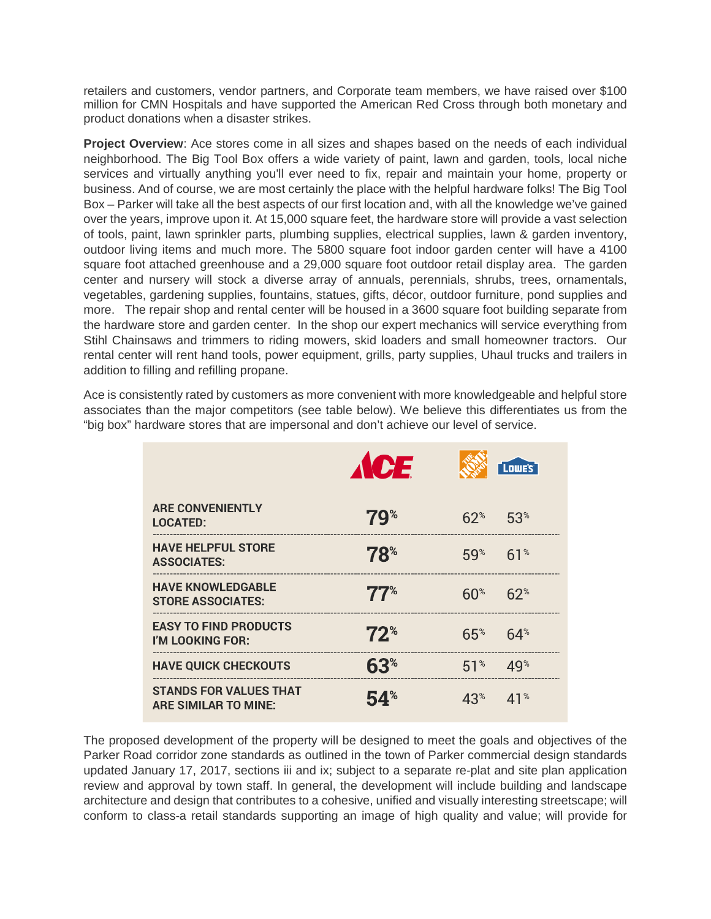retailers and customers, vendor partners, and Corporate team members, we have raised over $100 million for CMN Hospitals and have supported the American Red Cross through both monetary and product donations when a disaster strikes.

**Project Overview**: Ace stores come in all sizes and shapes based on the needs of each individual neighborhood. The Big Tool Box offers a wide variety of paint, lawn and garden, tools, local niche services and virtually anything you'll ever need to fix, repair and maintain your home, property or business. And of course, we are most certainly the place with the helpful hardware folks! The Big Tool Box – Parker will take all the best aspects of our first location and, with all the knowledge we've gained over the years, improve upon it. At 15,000 square feet, the hardware store will provide a vast selection of tools, paint, lawn sprinkler parts, plumbing supplies, electrical supplies, lawn & garden inventory, outdoor living items and much more. The 5800 square foot indoor garden center will have a 4100 square foot attached greenhouse and a 29,000 square foot outdoor retail display area. The garden center and nursery will stock a diverse array of annuals, perennials, shrubs, trees, ornamentals, vegetables, gardening supplies, fountains, statues, gifts, décor, outdoor furniture, pond supplies and more. The repair shop and rental center will be housed in a 3600 square foot building separate from the hardware store and garden center. In the shop our expert mechanics will service everything from Stihl Chainsaws and trimmers to riding mowers, skid loaders and small homeowner tractors. Our rental center will rent hand tools, power equipment, grills, party supplies, Uhaul trucks and trailers in addition to filling and refilling propane.

Ace is consistently rated by customers as more convenient with more knowledgeable and helpful store associates than the major competitors (see table below). We believe this differentiates us from the "big box" hardware stores that are impersonal and don't achieve our level of service.

| | ACE | The Home Depot | Lowe's |
|---|---|---|---|
| ARE CONVENIENTLY LOCATED: | 79% | 62% | 53% |
| HAVE HELPFUL STORE ASSOCIATES: | 78% | 59% | 61% |
| HAVE KNOWLEDGABLE STORE ASSOCIATES: | 77% | 60% | 62% |
| EASY TO FIND PRODUCTS I'M LOOKING FOR: | 72% | 65% | 64% |
| HAVE QUICK CHECKOUTS | 63% | 51% | 49% |
| STANDS FOR VALUES THAT ARE SIMILAR TO MINE: | 54% | 43% | 41% |

The proposed development of the property will be designed to meet the goals and objectives of the Parker Road corridor zone standards as outlined in the town of Parker commercial design standards updated January 17, 2017, sections iii and ix; subject to a separate re-plat and site plan application review and approval by town staff. In general, the development will include building and landscape architecture and design that contributes to a cohesive, unified and visually interesting streetscape; will conform to class-a retail standards supporting an image of high quality and value; will provide for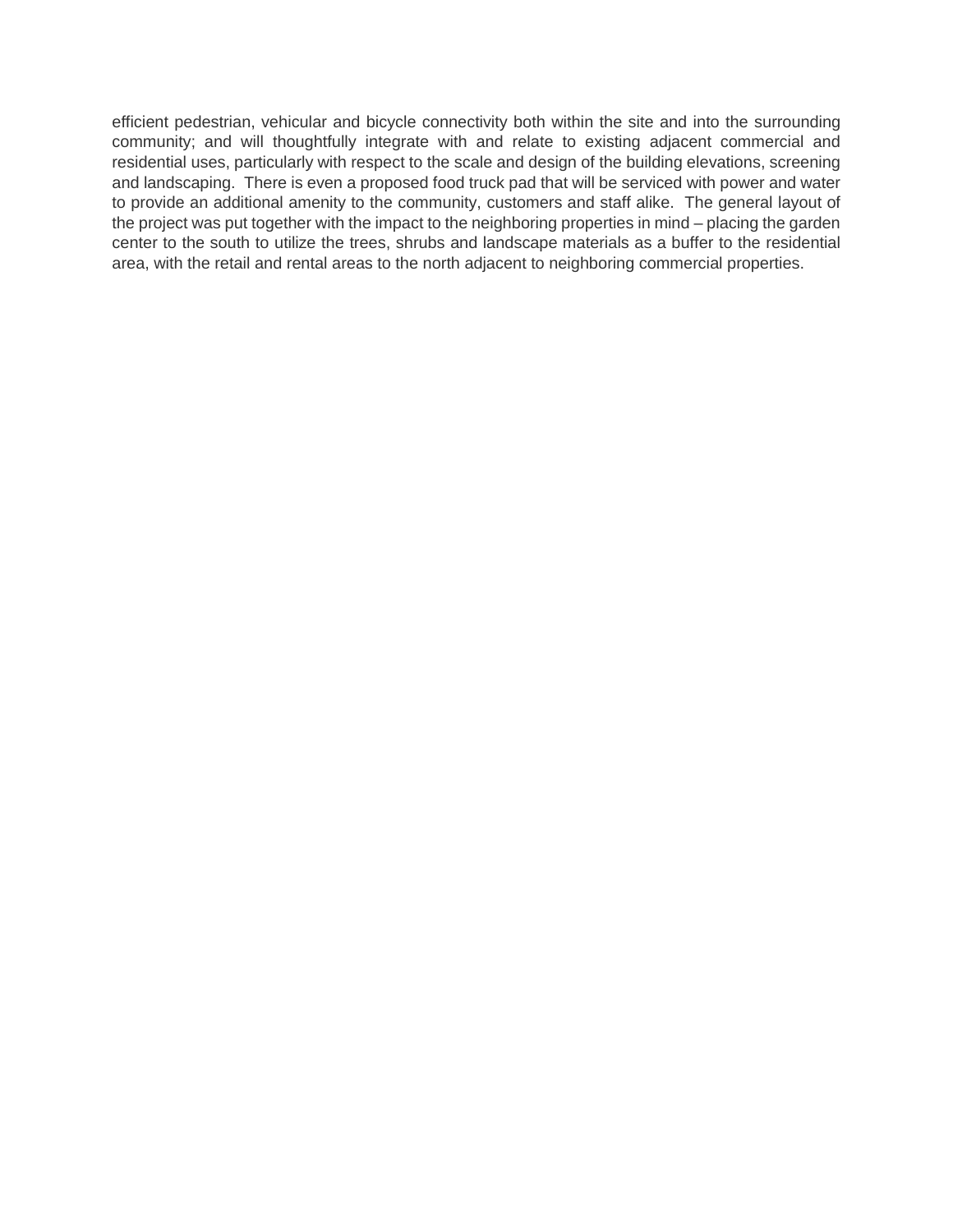efficient pedestrian, vehicular and bicycle connectivity both within the site and into the surrounding community; and will thoughtfully integrate with and relate to existing adjacent commercial and residential uses, particularly with respect to the scale and design of the building elevations, screening and landscaping. There is even a proposed food truck pad that will be serviced with power and water to provide an additional amenity to the community, customers and staff alike. The general layout of the project was put together with the impact to the neighboring properties in mind – placing the garden center to the south to utilize the trees, shrubs and landscape materials as a buffer to the residential area, with the retail and rental areas to the north adjacent to neighboring commercial properties.